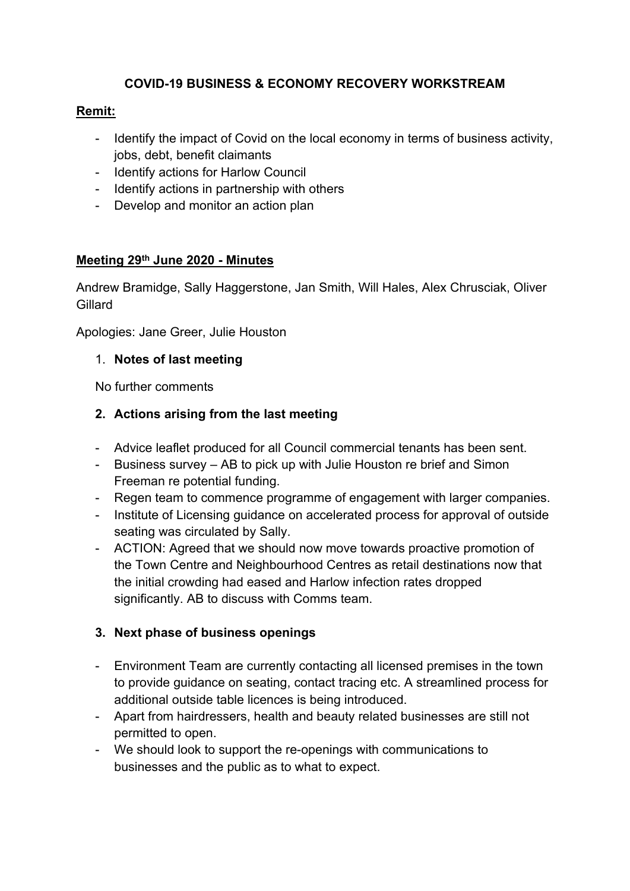# COVID-19 BUSINESS & ECONOMY RECOVERY WORKSTREAM

## Remit:

- Identify the impact of Covid on the local economy in terms of business activity, jobs, debt, benefit claimants
- Identify actions for Harlow Council
- Identify actions in partnership with others
- Develop and monitor an action plan

## Meeting 29th June 2020 - Minutes

Andrew Bramidge, Sally Haggerstone, Jan Smith, Will Hales, Alex Chrusciak, Oliver Gillard

Apologies: Jane Greer, Julie Houston

1. **Notes of last meeting**

   No further comments

2. **Actions arising from the last meeting**

- Advice leaflet produced for all Council commercial tenants has been sent.
- Business survey – AB to pick up with Julie Houston re brief and Simon Freeman re potential funding.
- Regen team to commence programme of engagement with larger companies.
- Institute of Licensing guidance on accelerated process for approval of outside seating was circulated by Sally.
- ACTION: Agreed that we should now move towards proactive promotion of the Town Centre and Neighbourhood Centres as retail destinations now that the initial crowding had eased and Harlow infection rates dropped significantly. AB to discuss with Comms team.

3. **Next phase of business openings**

- Environment Team are currently contacting all licensed premises in the town to provide guidance on seating, contact tracing etc. A streamlined process for additional outside table licences is being introduced.
- Apart from hairdressers, health and beauty related businesses are still not permitted to open.
- We should look to support the re-openings with communications to businesses and the public as to what to expect.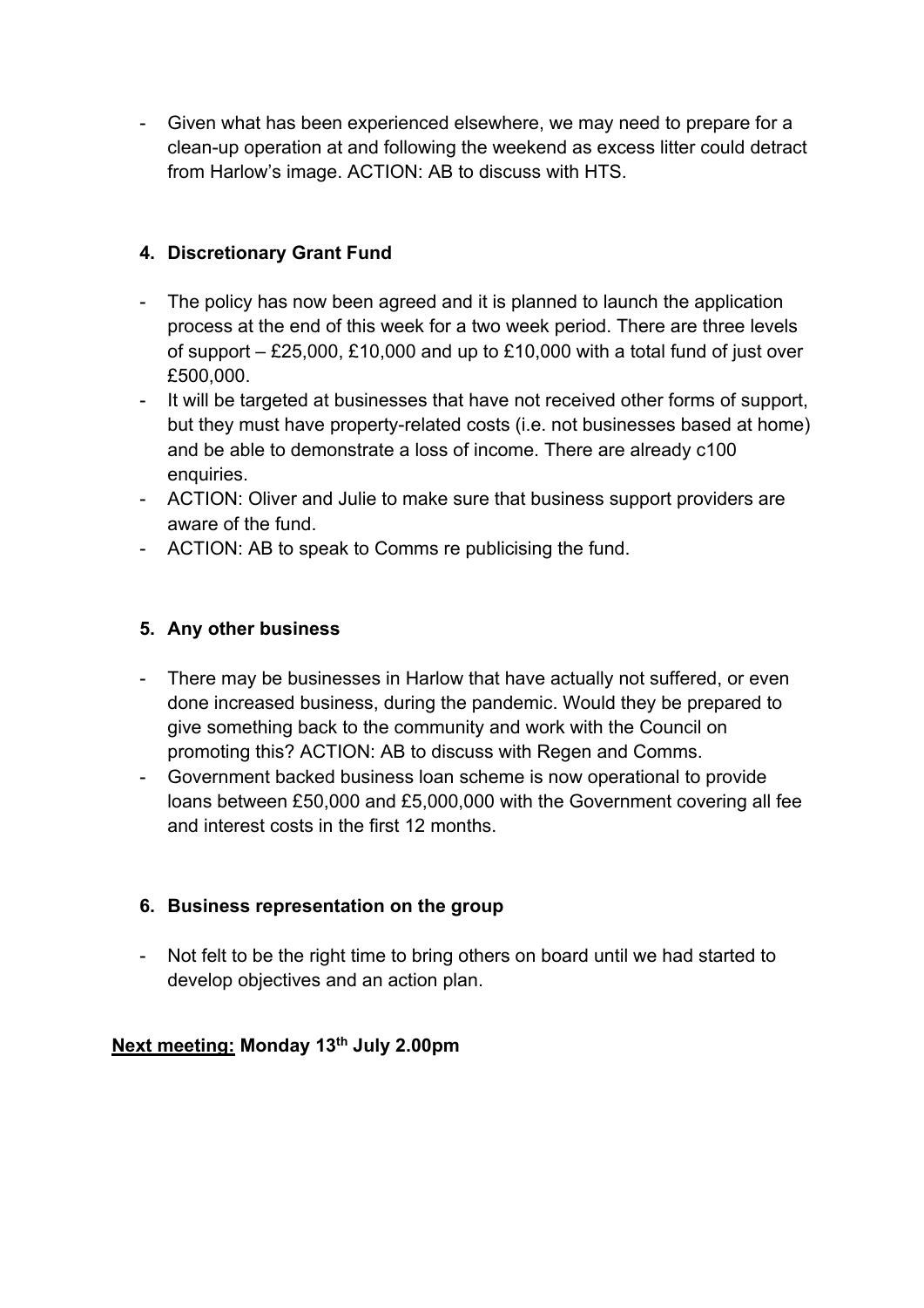- Given what has been experienced elsewhere, we may need to prepare for a clean-up operation at and following the weekend as excess litter could detract from Harlow's image. ACTION: AB to discuss with HTS.

**4. Discretionary Grant Fund**

- The policy has now been agreed and it is planned to launch the application process at the end of this week for a two week period. There are three levels of support – £25,000, £10,000 and up to £10,000 with a total fund of just over £500,000.
- It will be targeted at businesses that have not received other forms of support, but they must have property-related costs (i.e. not businesses based at home) and be able to demonstrate a loss of income. There are already c100 enquiries.
- ACTION: Oliver and Julie to make sure that business support providers are aware of the fund.
- ACTION: AB to speak to Comms re publicising the fund.

**5. Any other business**

- There may be businesses in Harlow that have actually not suffered, or even done increased business, during the pandemic. Would they be prepared to give something back to the community and work with the Council on promoting this? ACTION: AB to discuss with Regen and Comms.
- Government backed business loan scheme is now operational to provide loans between £50,000 and £5,000,000 with the Government covering all fee and interest costs in the first 12 months.

**6. Business representation on the group**

- Not felt to be the right time to bring others on board until we had started to develop objectives and an action plan.

**Next meeting: Monday 13th July 2.00pm**